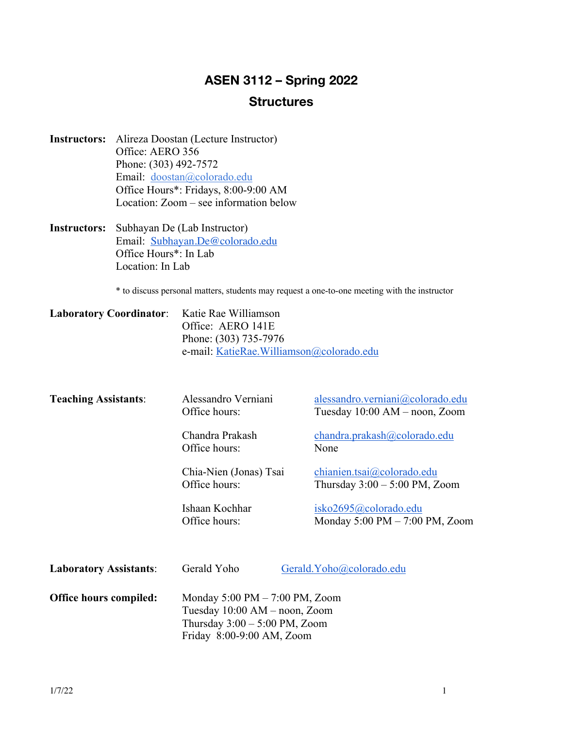# ASEN 3112 – Spring 2022

## Structures

**Instructors:** Alireza Doostan (Lecture Instructor)
Office: AERO 356
Phone: (303) 492-7572
Email: doostan@colorado.edu
Office Hours*: Fridays, 8:00-9:00 AM
Location: Zoom – see information below

**Instructors:** Subhayan De (Lab Instructor)
Email: Subhayan.De@colorado.edu
Office Hours*: In Lab
Location: In Lab

\* to discuss personal matters, students may request a one-to-one meeting with the instructor

**Laboratory Coordinator**: Katie Rae Williamson
Office: AERO 141E
Phone: (303) 735-7976
e-mail: KatieRae.Williamson@colorado.edu

**Teaching Assistants**:

Alessandro Verniani — alessandro.verniani@colorado.edu
Office hours: Tuesday 10:00 AM – noon, Zoom

Chandra Prakash — chandra.prakash@colorado.edu
Office hours: None

Chia-Nien (Jonas) Tsai — chianien.tsai@colorado.edu
Office hours: Thursday 3:00 – 5:00 PM, Zoom

Ishaan Kochhar — isko2695@colorado.edu
Office hours: Monday 5:00 PM – 7:00 PM, Zoom

**Laboratory Assistants**: Gerald Yoho — Gerald.Yoho@colorado.edu

**Office hours compiled:**
Monday 5:00 PM – 7:00 PM, Zoom
Tuesday 10:00 AM – noon, Zoom
Thursday 3:00 – 5:00 PM, Zoom
Friday 8:00-9:00 AM, Zoom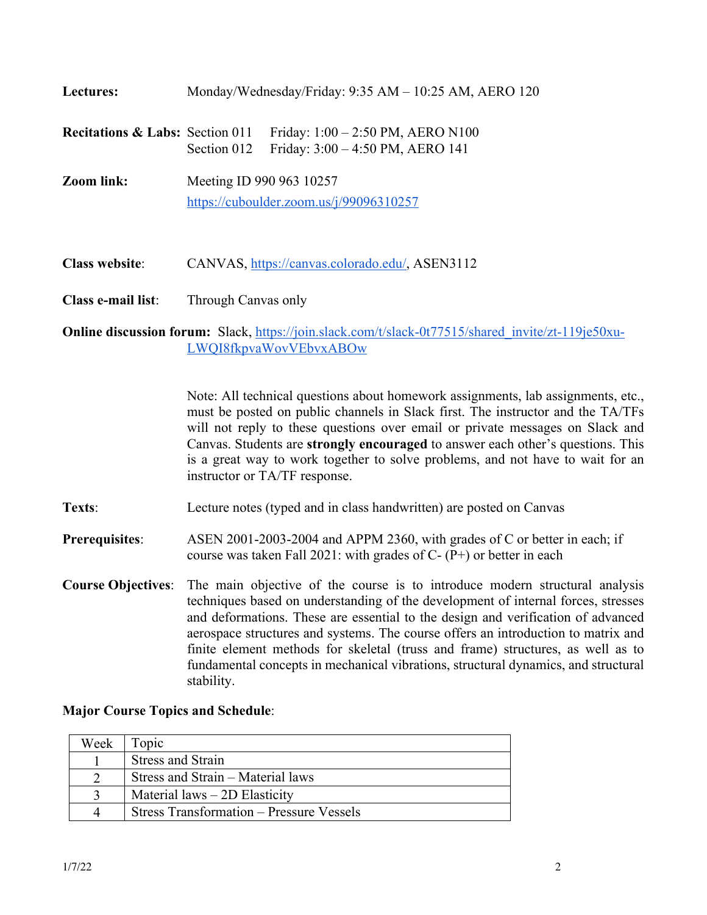**Lectures:** Monday/Wednesday/Friday: 9:35 AM – 10:25 AM, AERO 120

**Recitations & Labs:** Section 011 Friday: 1:00 – 2:50 PM, AERO N100
Section 012 Friday: 3:00 – 4:50 PM, AERO 141

**Zoom link:** Meeting ID 990 963 10257
https://cuboulder.zoom.us/j/99096310257

**Class website**: CANVAS, https://canvas.colorado.edu/, ASEN3112

**Class e-mail list**: Through Canvas only

**Online discussion forum:** Slack, https://join.slack.com/t/slack-0t77515/shared_invite/zt-119je50xu-LWQI8fkpvaWovVEbvxABOw

Note: All technical questions about homework assignments, lab assignments, etc., must be posted on public channels in Slack first. The instructor and the TA/TFs will not reply to these questions over email or private messages on Slack and Canvas. Students are **strongly encouraged** to answer each other's questions. This is a great way to work together to solve problems, and not have to wait for an instructor or TA/TF response.

**Texts**: Lecture notes (typed and in class handwritten) are posted on Canvas

**Prerequisites**: ASEN 2001-2003-2004 and APPM 2360, with grades of C or better in each; if course was taken Fall 2021: with grades of C- (P+) or better in each

**Course Objectives**: The main objective of the course is to introduce modern structural analysis techniques based on understanding of the development of internal forces, stresses and deformations. These are essential to the design and verification of advanced aerospace structures and systems. The course offers an introduction to matrix and finite element methods for skeletal (truss and frame) structures, as well as to fundamental concepts in mechanical vibrations, structural dynamics, and structural stability.

**Major Course Topics and Schedule**:

| Week | Topic |
|---|---|
| 1 | Stress and Strain |
| 2 | Stress and Strain – Material laws |
| 3 | Material laws – 2D Elasticity |
| 4 | Stress Transformation – Pressure Vessels |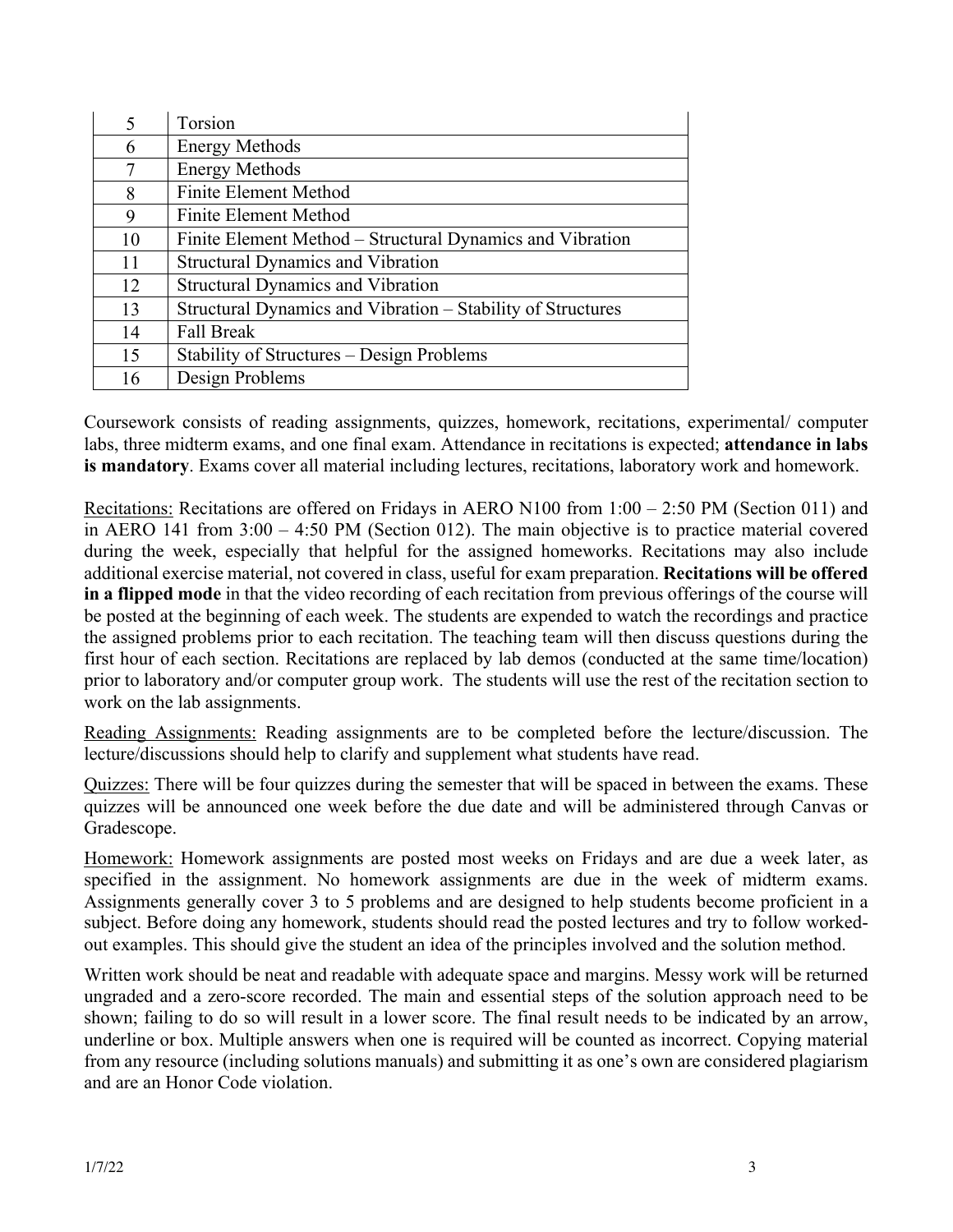| | |
|---|---|
| 5 | Torsion |
| 6 | Energy Methods |
| 7 | Energy Methods |
| 8 | Finite Element Method |
| 9 | Finite Element Method |
| 10 | Finite Element Method – Structural Dynamics and Vibration |
| 11 | Structural Dynamics and Vibration |
| 12 | Structural Dynamics and Vibration |
| 13 | Structural Dynamics and Vibration – Stability of Structures |
| 14 | Fall Break |
| 15 | Stability of Structures – Design Problems |
| 16 | Design Problems |

Coursework consists of reading assignments, quizzes, homework, recitations, experimental/ computer labs, three midterm exams, and one final exam. Attendance in recitations is expected; **attendance in labs is mandatory**. Exams cover all material including lectures, recitations, laboratory work and homework.

<u>Recitations:</u> Recitations are offered on Fridays in AERO N100 from 1:00 – 2:50 PM (Section 011) and in AERO 141 from 3:00 – 4:50 PM (Section 012). The main objective is to practice material covered during the week, especially that helpful for the assigned homeworks. Recitations may also include additional exercise material, not covered in class, useful for exam preparation. **Recitations will be offered in a flipped mode** in that the video recording of each recitation from previous offerings of the course will be posted at the beginning of each week. The students are expended to watch the recordings and practice the assigned problems prior to each recitation. The teaching team will then discuss questions during the first hour of each section. Recitations are replaced by lab demos (conducted at the same time/location) prior to laboratory and/or computer group work. The students will use the rest of the recitation section to work on the lab assignments.

<u>Reading Assignments:</u> Reading assignments are to be completed before the lecture/discussion. The lecture/discussions should help to clarify and supplement what students have read.

<u>Quizzes:</u> There will be four quizzes during the semester that will be spaced in between the exams. These quizzes will be announced one week before the due date and will be administered through Canvas or Gradescope.

<u>Homework:</u> Homework assignments are posted most weeks on Fridays and are due a week later, as specified in the assignment. No homework assignments are due in the week of midterm exams. Assignments generally cover 3 to 5 problems and are designed to help students become proficient in a subject. Before doing any homework, students should read the posted lectures and try to follow worked-out examples. This should give the student an idea of the principles involved and the solution method.

Written work should be neat and readable with adequate space and margins. Messy work will be returned ungraded and a zero-score recorded. The main and essential steps of the solution approach need to be shown; failing to do so will result in a lower score. The final result needs to be indicated by an arrow, underline or box. Multiple answers when one is required will be counted as incorrect. Copying material from any resource (including solutions manuals) and submitting it as one's own are considered plagiarism and are an Honor Code violation.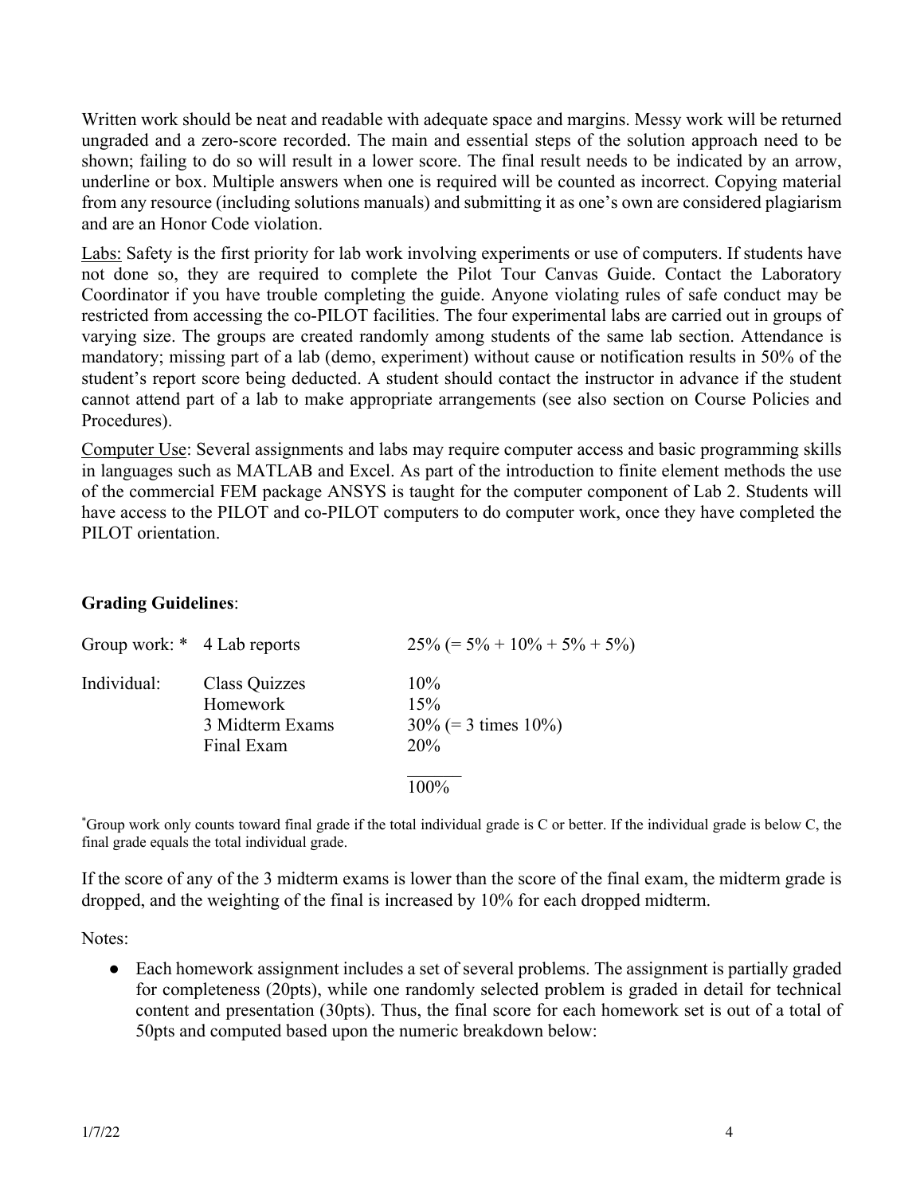Written work should be neat and readable with adequate space and margins. Messy work will be returned ungraded and a zero-score recorded. The main and essential steps of the solution approach need to be shown; failing to do so will result in a lower score. The final result needs to be indicated by an arrow, underline or box. Multiple answers when one is required will be counted as incorrect. Copying material from any resource (including solutions manuals) and submitting it as one's own are considered plagiarism and are an Honor Code violation.

<u>Labs:</u> Safety is the first priority for lab work involving experiments or use of computers. If students have not done so, they are required to complete the Pilot Tour Canvas Guide. Contact the Laboratory Coordinator if you have trouble completing the guide. Anyone violating rules of safe conduct may be restricted from accessing the co-PILOT facilities. The four experimental labs are carried out in groups of varying size. The groups are created randomly among students of the same lab section. Attendance is mandatory; missing part of a lab (demo, experiment) without cause or notification results in 50% of the student's report score being deducted. A student should contact the instructor in advance if the student cannot attend part of a lab to make appropriate arrangements (see also section on Course Policies and Procedures).

<u>Computer Use</u>: Several assignments and labs may require computer access and basic programming skills in languages such as MATLAB and Excel. As part of the introduction to finite element methods the use of the commercial FEM package ANSYS is taught for the computer component of Lab 2. Students will have access to the PILOT and co-PILOT computers to do computer work, once they have completed the PILOT orientation.

**Grading Guidelines**:

| | | |
|---|---|---|
| Group work: * | 4 Lab reports | 25% (= 5% + 10% + 5% + 5%) |
| Individual: | Class Quizzes | 10% |
| | Homework | 15% |
| | 3 Midterm Exams | 30% (= 3 times 10%) |
| | Final Exam | 20% |
| | | 100% |

*Group work only counts toward final grade if the total individual grade is C or better. If the individual grade is below C, the final grade equals the total individual grade.

If the score of any of the 3 midterm exams is lower than the score of the final exam, the midterm grade is dropped, and the weighting of the final is increased by 10% for each dropped midterm.

Notes:

- Each homework assignment includes a set of several problems. The assignment is partially graded for completeness (20pts), while one randomly selected problem is graded in detail for technical content and presentation (30pts). Thus, the final score for each homework set is out of a total of 50pts and computed based upon the numeric breakdown below: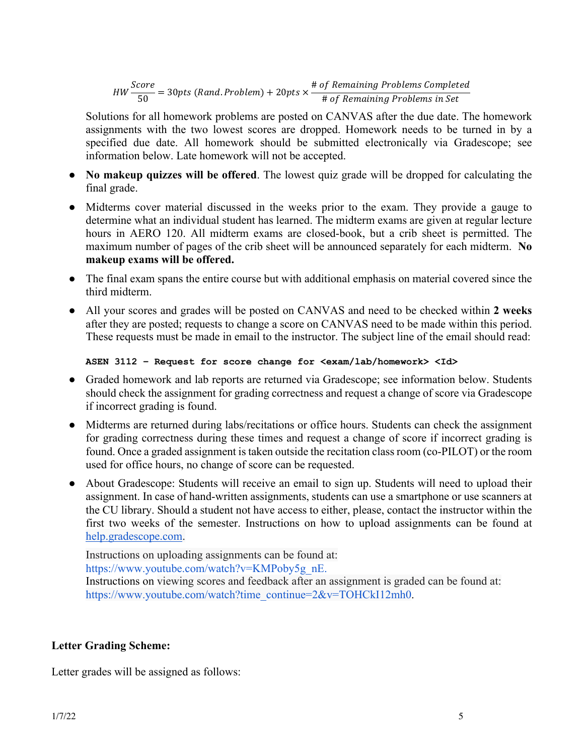$$HW \frac{Score}{50} = 30pts\ (Rand.Problem) + 20pts \times \frac{\#\ of\ Remaining\ Problems\ Completed}{\#\ of\ Remaining\ Problems\ in\ Set}$$

Solutions for all homework problems are posted on CANVAS after the due date. The homework assignments with the two lowest scores are dropped. Homework needs to be turned in by a specified due date. All homework should be submitted electronically via Gradescope; see information below. Late homework will not be accepted.

- **No makeup quizzes will be offered**. The lowest quiz grade will be dropped for calculating the final grade.
- Midterms cover material discussed in the weeks prior to the exam. They provide a gauge to determine what an individual student has learned. The midterm exams are given at regular lecture hours in AERO 120. All midterm exams are closed-book, but a crib sheet is permitted. The maximum number of pages of the crib sheet will be announced separately for each midterm. **No makeup exams will be offered.**
- The final exam spans the entire course but with additional emphasis on material covered since the third midterm.
- All your scores and grades will be posted on CANVAS and need to be checked within **2 weeks** after they are posted; requests to change a score on CANVAS need to be made within this period. These requests must be made in email to the instructor. The subject line of the email should read:

  **ASEN 3112 – Request for score change for <exam/lab/homework> <Id>**

- Graded homework and lab reports are returned via Gradescope; see information below. Students should check the assignment for grading correctness and request a change of score via Gradescope if incorrect grading is found.
- Midterms are returned during labs/recitations or office hours. Students can check the assignment for grading correctness during these times and request a change of score if incorrect grading is found. Once a graded assignment is taken outside the recitation class room (co-PILOT) or the room used for office hours, no change of score can be requested.
- About Gradescope: Students will receive an email to sign up. Students will need to upload their assignment. In case of hand-written assignments, students can use a smartphone or use scanners at the CU library. Should a student not have access to either, please, contact the instructor within the first two weeks of the semester. Instructions on how to upload assignments can be found at [help.gradescope.com](help.gradescope.com).

  Instructions on uploading assignments can be found at:
  https://www.youtube.com/watch?v=KMPoby5g_nE.
  Instructions on viewing scores and feedback after an assignment is graded can be found at:
  https://www.youtube.com/watch?time_continue=2&v=TOHCkI12mh0.

**Letter Grading Scheme:**

Letter grades will be assigned as follows: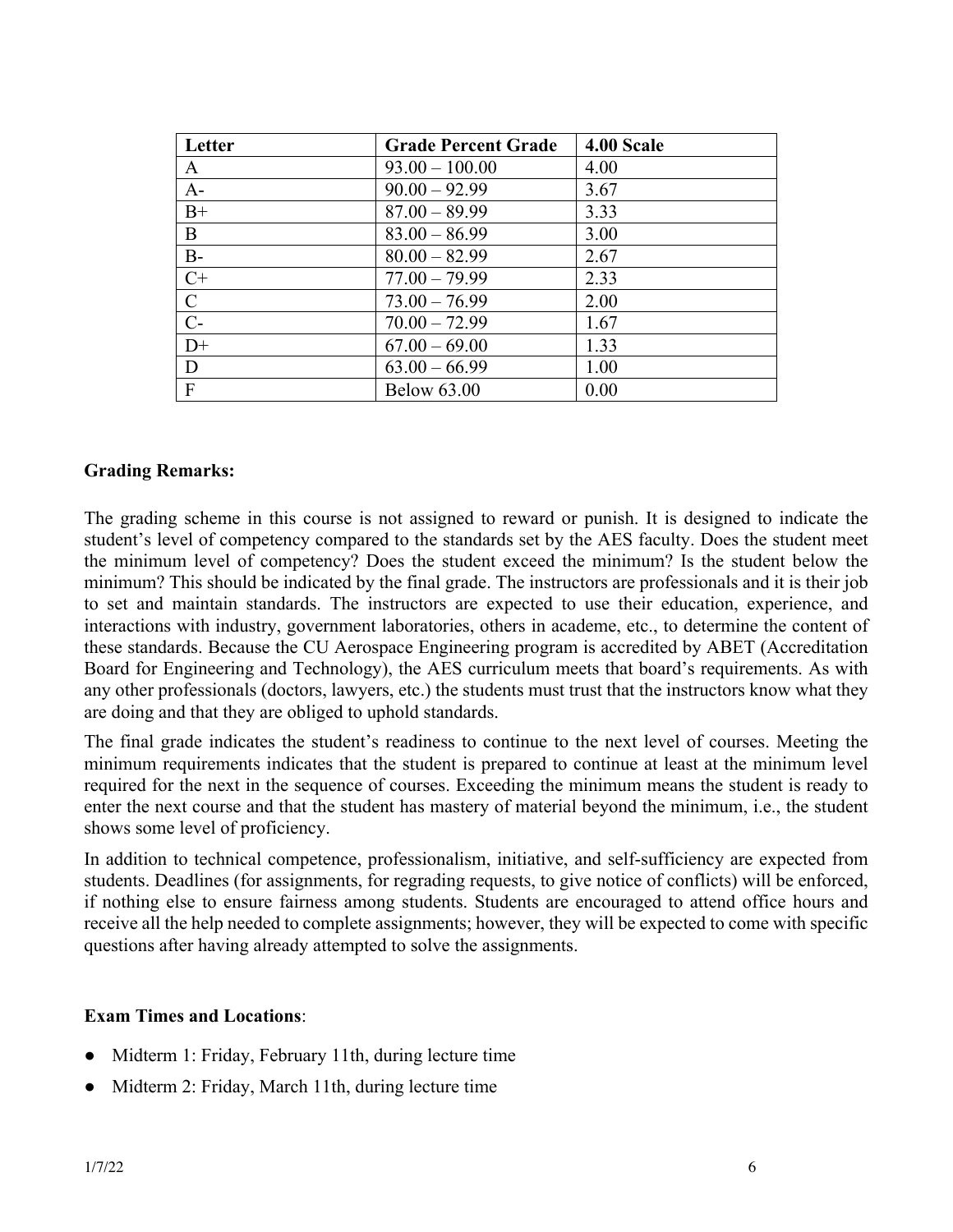| Letter | Grade Percent Grade | 4.00 Scale |
|---|---|---|
| A | 93.00 – 100.00 | 4.00 |
| A- | 90.00 – 92.99 | 3.67 |
| B+ | 87.00 – 89.99 | 3.33 |
| B | 83.00 – 86.99 | 3.00 |
| B- | 80.00 – 82.99 | 2.67 |
| C+ | 77.00 – 79.99 | 2.33 |
| C | 73.00 – 76.99 | 2.00 |
| C- | 70.00 – 72.99 | 1.67 |
| D+ | 67.00 – 69.00 | 1.33 |
| D | 63.00 – 66.99 | 1.00 |
| F | Below 63.00 | 0.00 |

**Grading Remarks:**

The grading scheme in this course is not assigned to reward or punish. It is designed to indicate the student's level of competency compared to the standards set by the AES faculty. Does the student meet the minimum level of competency? Does the student exceed the minimum? Is the student below the minimum? This should be indicated by the final grade. The instructors are professionals and it is their job to set and maintain standards. The instructors are expected to use their education, experience, and interactions with industry, government laboratories, others in academe, etc., to determine the content of these standards. Because the CU Aerospace Engineering program is accredited by ABET (Accreditation Board for Engineering and Technology), the AES curriculum meets that board's requirements. As with any other professionals (doctors, lawyers, etc.) the students must trust that the instructors know what they are doing and that they are obliged to uphold standards.

The final grade indicates the student's readiness to continue to the next level of courses. Meeting the minimum requirements indicates that the student is prepared to continue at least at the minimum level required for the next in the sequence of courses. Exceeding the minimum means the student is ready to enter the next course and that the student has mastery of material beyond the minimum, i.e., the student shows some level of proficiency.

In addition to technical competence, professionalism, initiative, and self-sufficiency are expected from students. Deadlines (for assignments, for regrading requests, to give notice of conflicts) will be enforced, if nothing else to ensure fairness among students. Students are encouraged to attend office hours and receive all the help needed to complete assignments; however, they will be expected to come with specific questions after having already attempted to solve the assignments.

**Exam Times and Locations**:

- Midterm 1: Friday, February 11th, during lecture time
- Midterm 2: Friday, March 11th, during lecture time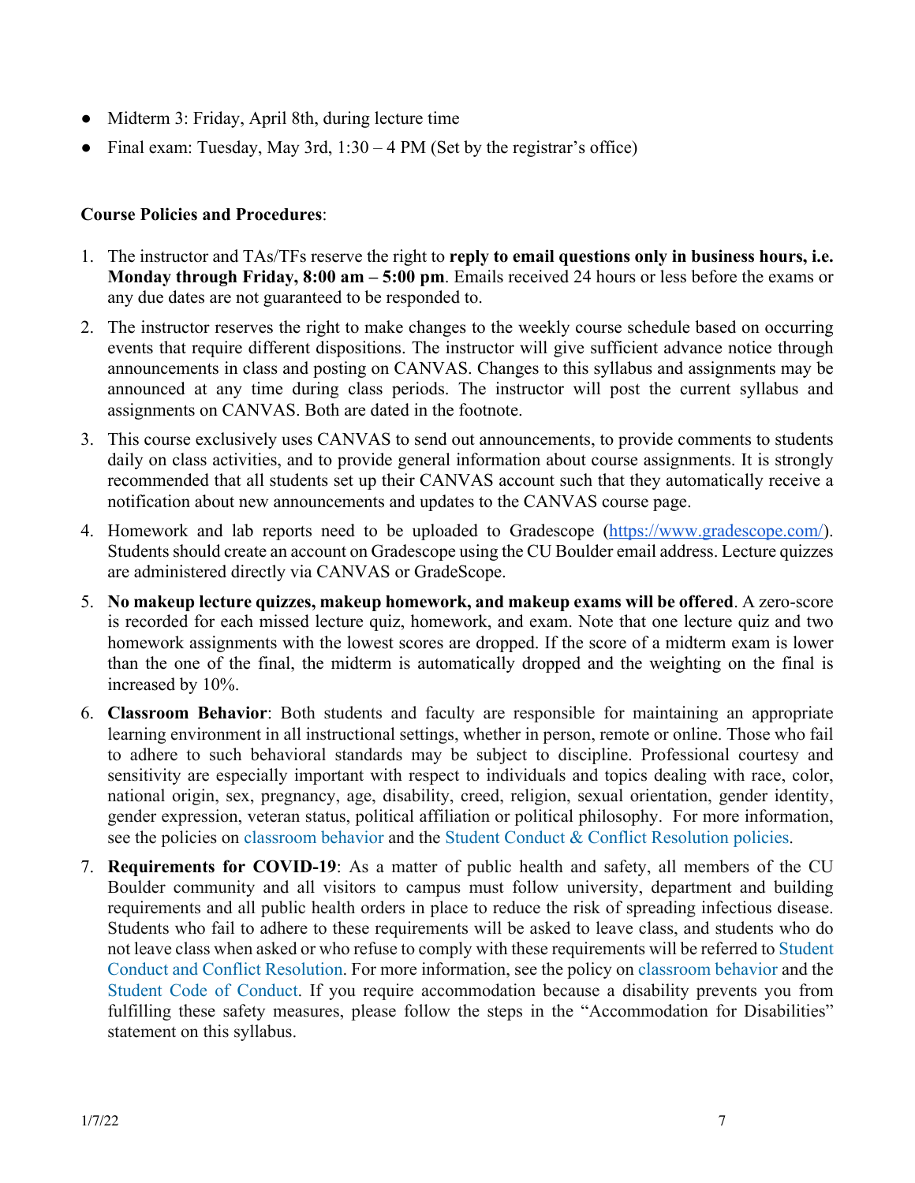- Midterm 3: Friday, April 8th, during lecture time
- Final exam: Tuesday, May 3rd, 1:30 – 4 PM (Set by the registrar's office)

**Course Policies and Procedures**:

1. The instructor and TAs/TFs reserve the right to **reply to email questions only in business hours, i.e. Monday through Friday, 8:00 am – 5:00 pm**. Emails received 24 hours or less before the exams or any due dates are not guaranteed to be responded to.
2. The instructor reserves the right to make changes to the weekly course schedule based on occurring events that require different dispositions. The instructor will give sufficient advance notice through announcements in class and posting on CANVAS. Changes to this syllabus and assignments may be announced at any time during class periods. The instructor will post the current syllabus and assignments on CANVAS. Both are dated in the footnote.
3. This course exclusively uses CANVAS to send out announcements, to provide comments to students daily on class activities, and to provide general information about course assignments. It is strongly recommended that all students set up their CANVAS account such that they automatically receive a notification about new announcements and updates to the CANVAS course page.
4. Homework and lab reports need to be uploaded to Gradescope (https://www.gradescope.com/). Students should create an account on Gradescope using the CU Boulder email address. Lecture quizzes are administered directly via CANVAS or GradeScope.
5. **No makeup lecture quizzes, makeup homework, and makeup exams will be offered**. A zero-score is recorded for each missed lecture quiz, homework, and exam. Note that one lecture quiz and two homework assignments with the lowest scores are dropped. If the score of a midterm exam is lower than the one of the final, the midterm is automatically dropped and the weighting on the final is increased by 10%.
6. **Classroom Behavior**: Both students and faculty are responsible for maintaining an appropriate learning environment in all instructional settings, whether in person, remote or online. Those who fail to adhere to such behavioral standards may be subject to discipline. Professional courtesy and sensitivity are especially important with respect to individuals and topics dealing with race, color, national origin, sex, pregnancy, age, disability, creed, religion, sexual orientation, gender identity, gender expression, veteran status, political affiliation or political philosophy. For more information, see the policies on classroom behavior and the Student Conduct & Conflict Resolution policies.
7. **Requirements for COVID-19**: As a matter of public health and safety, all members of the CU Boulder community and all visitors to campus must follow university, department and building requirements and all public health orders in place to reduce the risk of spreading infectious disease. Students who fail to adhere to these requirements will be asked to leave class, and students who do not leave class when asked or who refuse to comply with these requirements will be referred to Student Conduct and Conflict Resolution. For more information, see the policy on classroom behavior and the Student Code of Conduct. If you require accommodation because a disability prevents you from fulfilling these safety measures, please follow the steps in the "Accommodation for Disabilities" statement on this syllabus.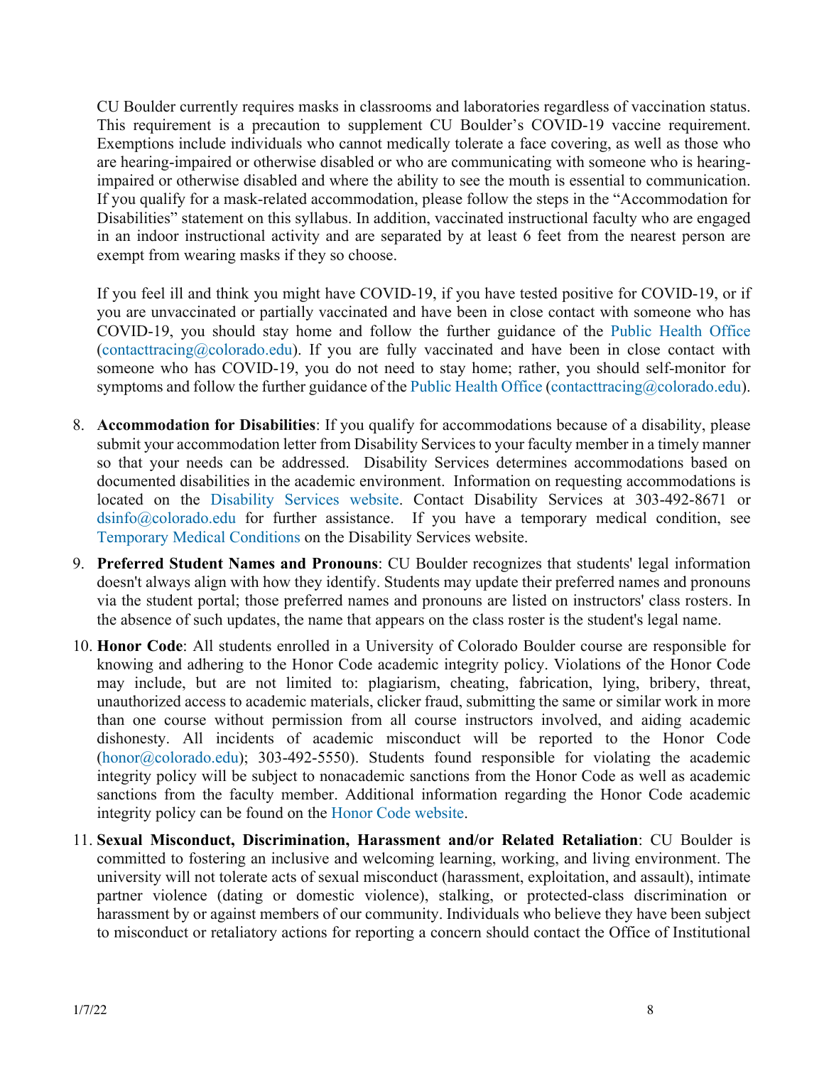CU Boulder currently requires masks in classrooms and laboratories regardless of vaccination status. This requirement is a precaution to supplement CU Boulder's COVID-19 vaccine requirement. Exemptions include individuals who cannot medically tolerate a face covering, as well as those who are hearing-impaired or otherwise disabled or who are communicating with someone who is hearing-impaired or otherwise disabled and where the ability to see the mouth is essential to communication. If you qualify for a mask-related accommodation, please follow the steps in the "Accommodation for Disabilities" statement on this syllabus. In addition, vaccinated instructional faculty who are engaged in an indoor instructional activity and are separated by at least 6 feet from the nearest person are exempt from wearing masks if they so choose.

If you feel ill and think you might have COVID-19, if you have tested positive for COVID-19, or if you are unvaccinated or partially vaccinated and have been in close contact with someone who has COVID-19, you should stay home and follow the further guidance of the Public Health Office (contacttracing@colorado.edu). If you are fully vaccinated and have been in close contact with someone who has COVID-19, you do not need to stay home; rather, you should self-monitor for symptoms and follow the further guidance of the Public Health Office (contacttracing@colorado.edu).

8. **Accommodation for Disabilities**: If you qualify for accommodations because of a disability, please submit your accommodation letter from Disability Services to your faculty member in a timely manner so that your needs can be addressed. Disability Services determines accommodations based on documented disabilities in the academic environment. Information on requesting accommodations is located on the Disability Services website. Contact Disability Services at 303-492-8671 or dsinfo@colorado.edu for further assistance. If you have a temporary medical condition, see Temporary Medical Conditions on the Disability Services website.
9. **Preferred Student Names and Pronouns**: CU Boulder recognizes that students' legal information doesn't always align with how they identify. Students may update their preferred names and pronouns via the student portal; those preferred names and pronouns are listed on instructors' class rosters. In the absence of such updates, the name that appears on the class roster is the student's legal name.
10. **Honor Code**: All students enrolled in a University of Colorado Boulder course are responsible for knowing and adhering to the Honor Code academic integrity policy. Violations of the Honor Code may include, but are not limited to: plagiarism, cheating, fabrication, lying, bribery, threat, unauthorized access to academic materials, clicker fraud, submitting the same or similar work in more than one course without permission from all course instructors involved, and aiding academic dishonesty. All incidents of academic misconduct will be reported to the Honor Code (honor@colorado.edu); 303-492-5550). Students found responsible for violating the academic integrity policy will be subject to nonacademic sanctions from the Honor Code as well as academic sanctions from the faculty member. Additional information regarding the Honor Code academic integrity policy can be found on the Honor Code website.
11. **Sexual Misconduct, Discrimination, Harassment and/or Related Retaliation**: CU Boulder is committed to fostering an inclusive and welcoming learning, working, and living environment. The university will not tolerate acts of sexual misconduct (harassment, exploitation, and assault), intimate partner violence (dating or domestic violence), stalking, or protected-class discrimination or harassment by or against members of our community. Individuals who believe they have been subject to misconduct or retaliatory actions for reporting a concern should contact the Office of Institutional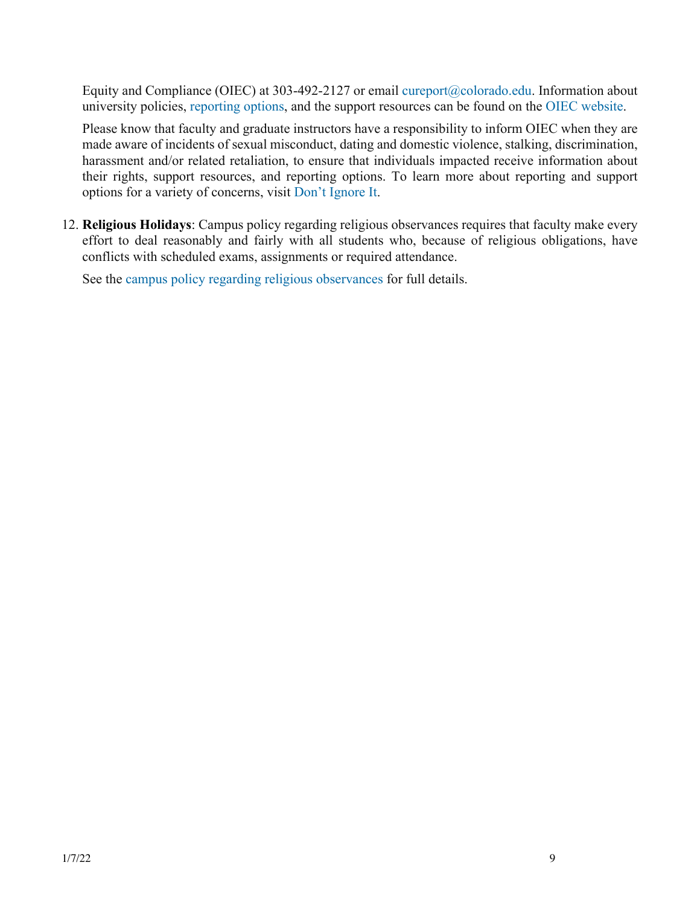Equity and Compliance (OIEC) at 303-492-2127 or email cureport@colorado.edu. Information about university policies, reporting options, and the support resources can be found on the OIEC website.

Please know that faculty and graduate instructors have a responsibility to inform OIEC when they are made aware of incidents of sexual misconduct, dating and domestic violence, stalking, discrimination, harassment and/or related retaliation, to ensure that individuals impacted receive information about their rights, support resources, and reporting options. To learn more about reporting and support options for a variety of concerns, visit Don't Ignore It.

12. **Religious Holidays**: Campus policy regarding religious observances requires that faculty make every effort to deal reasonably and fairly with all students who, because of religious obligations, have conflicts with scheduled exams, assignments or required attendance.

    See the campus policy regarding religious observances for full details.